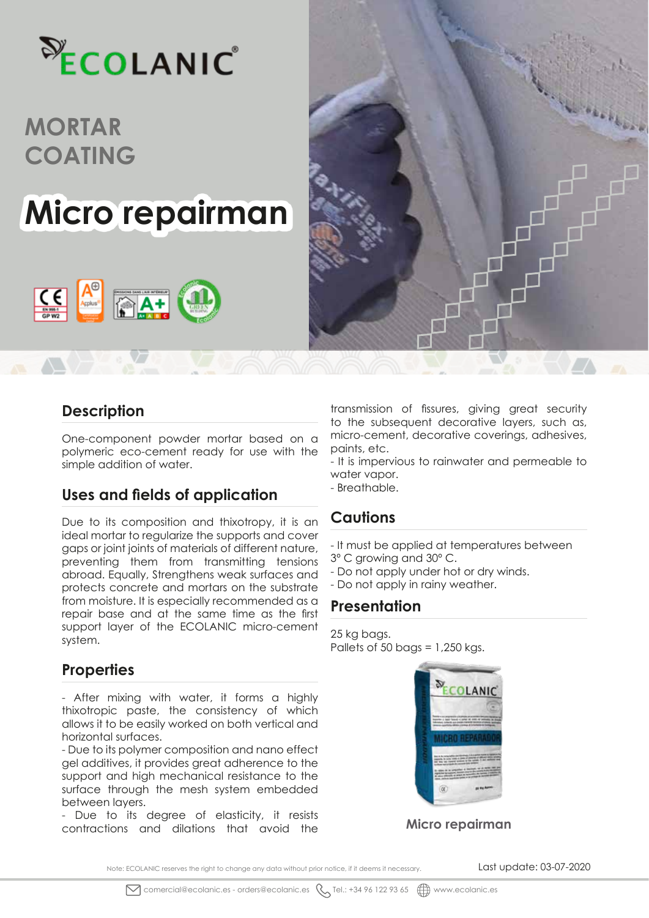ECOLANIC

# MORTAR COATING

# Micro repairman

## Description

One-component powder mortar based on a polymeric eco-cement ready for use with the simple addition of water.

## Uses and fields of application

Due to its composition and thixotropy, it is an ideal mortar to regularize the supports and cover gaps or joint joints of materials of different nature, preventing them from transmitting tensions abroad. Equally, Strengthens weak surfaces and protects concrete and mortars on the substrate from moisture. It is especially recommended as a repair base and at the same time as the first support layer of the ECOLANIC micro-cement system.

## Properties

- After mixing with water, it forms a highly thixotropic paste, the consistency of which allows it to be easily worked on both vertical and horizontal surfaces.
- Due to its polymer composition and nano effect gel additives, it provides great adherence to the support and high mechanical resistance to the surface through the mesh system embedded between layers.
- Due to its degree of elasticity, it resists contractions and dilations that avoid the transmission of fissures, giving great security to the subsequent decorative layers, such as, micro-cement, decorative coverings, adhesives, paints, etc.
- It is impervious to rainwater and permeable to water vapor.
- Breathable.

## Cautions

- It must be applied at temperatures between 3° C growing and 30° C.
- Do not apply under hot or dry winds.
- Do not apply in rainy weather.

## Presentation

25 kg bags.
Pallets of 50 bags = 1,250 kgs.

Micro repairman

Note: ECOLANIC reserves the right to change any data without prior notice, if it deems it necessary.

Last update: 03-07-2020

comercial@ecolanic.es - orders@ecolanic.es Tel.: +34 96 122 93 65 www.ecolanic.es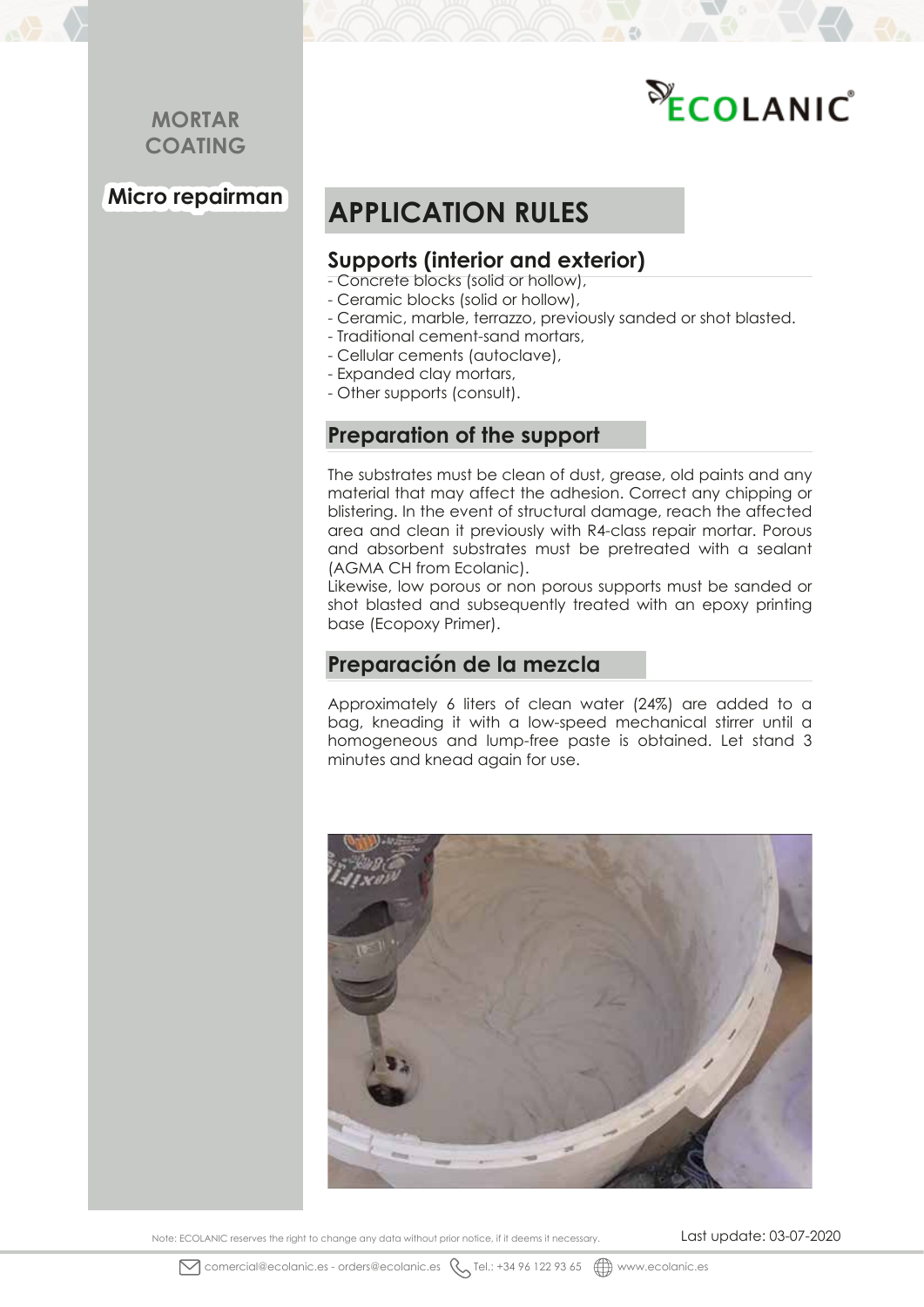MORTAR COATING

**Micro repairman**

## APPLICATION RULES

### Supports (interior and exterior)

- Concrete blocks (solid or hollow),
- Ceramic blocks (solid or hollow),
- Ceramic, marble, terrazzo, previously sanded or shot blasted.
- Traditional cement-sand mortars,
- Cellular cements (autoclave),
- Expanded clay mortars,
- Other supports (consult).

### Preparation of the support

The substrates must be clean of dust, grease, old paints and any material that may affect the adhesion. Correct any chipping or blistering. In the event of structural damage, reach the affected area and clean it previously with R4-class repair mortar. Porous and absorbent substrates must be pretreated with a sealant (AGMA CH from Ecolanic).
Likewise, low porous or non porous supports must be sanded or shot blasted and subsequently treated with an epoxy printing base (Ecopoxy Primer).

### Preparación de la mezcla

Approximately 6 liters of clean water (24%) are added to a bag, kneading it with a low-speed mechanical stirrer until a homogeneous and lump-free paste is obtained. Let stand 3 minutes and knead again for use.

Note: ECOLANIC reserves the right to change any data without prior notice, if it deems it necessary.

Last update: 03-07-2020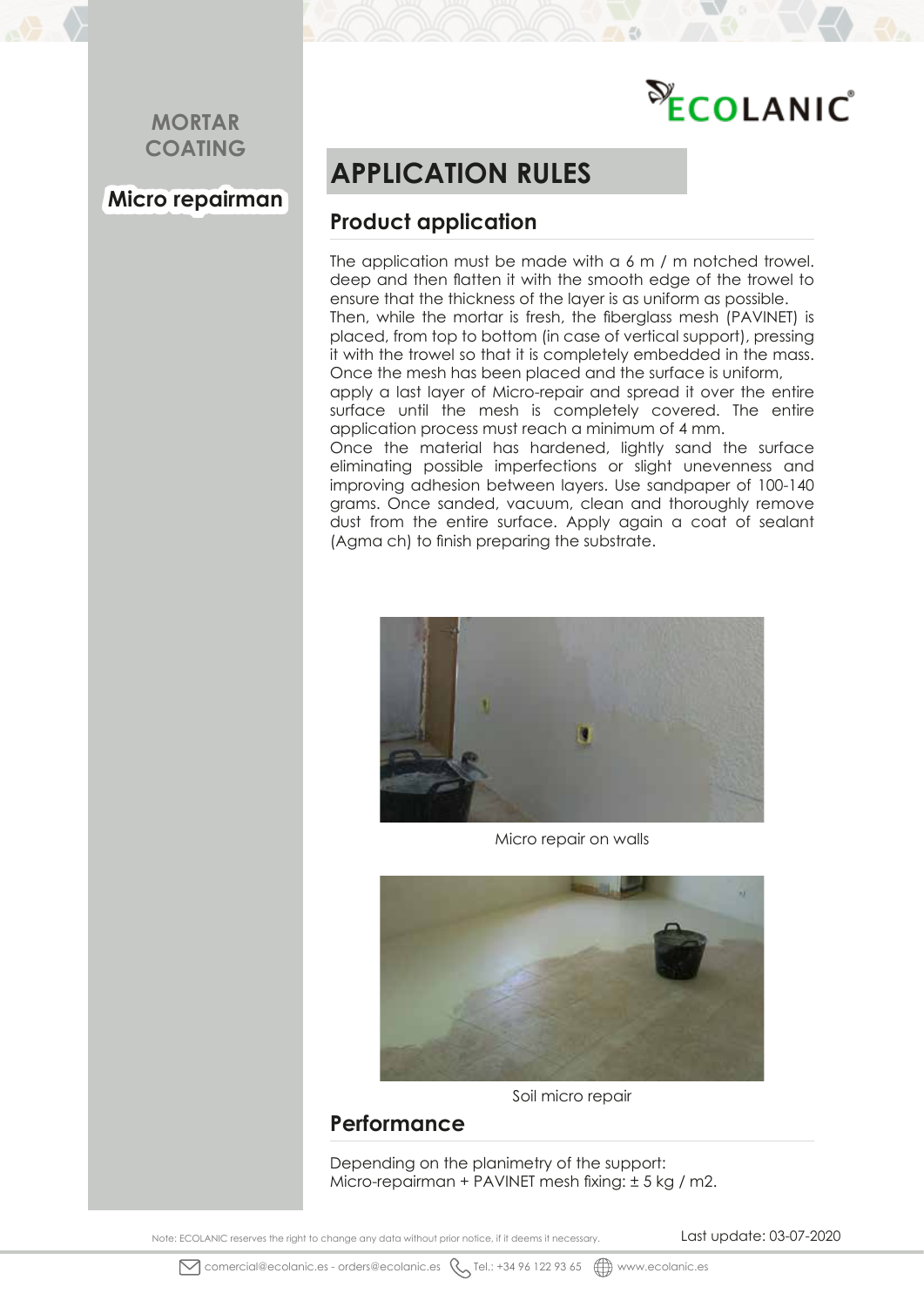MORTAR COATING

**Micro repairman**

# APPLICATION RULES

## Product application

The application must be made with a 6 m / m notched trowel. deep and then flatten it with the smooth edge of the trowel to ensure that the thickness of the layer is as uniform as possible.
Then, while the mortar is fresh, the fiberglass mesh (PAVINET) is placed, from top to bottom (in case of vertical support), pressing it with the trowel so that it is completely embedded in the mass.
Once the mesh has been placed and the surface is uniform,
apply a last layer of Micro-repair and spread it over the entire surface until the mesh is completely covered. The entire application process must reach a minimum of 4 mm.
Once the material has hardened, lightly sand the surface eliminating possible imperfections or slight unevenness and improving adhesion between layers. Use sandpaper of 100-140 grams. Once sanded, vacuum, clean and thoroughly remove dust from the entire surface. Apply again a coat of sealant (Agma ch) to finish preparing the substrate.

Micro repair on walls

Soil micro repair

## Performance

Depending on the planimetry of the support:
Micro-repairman + PAVINET mesh fixing: ± 5 kg / m2.

Note: ECOLANIC reserves the right to change any data without prior notice, if it deems it necessary.

Last update: 03-07-2020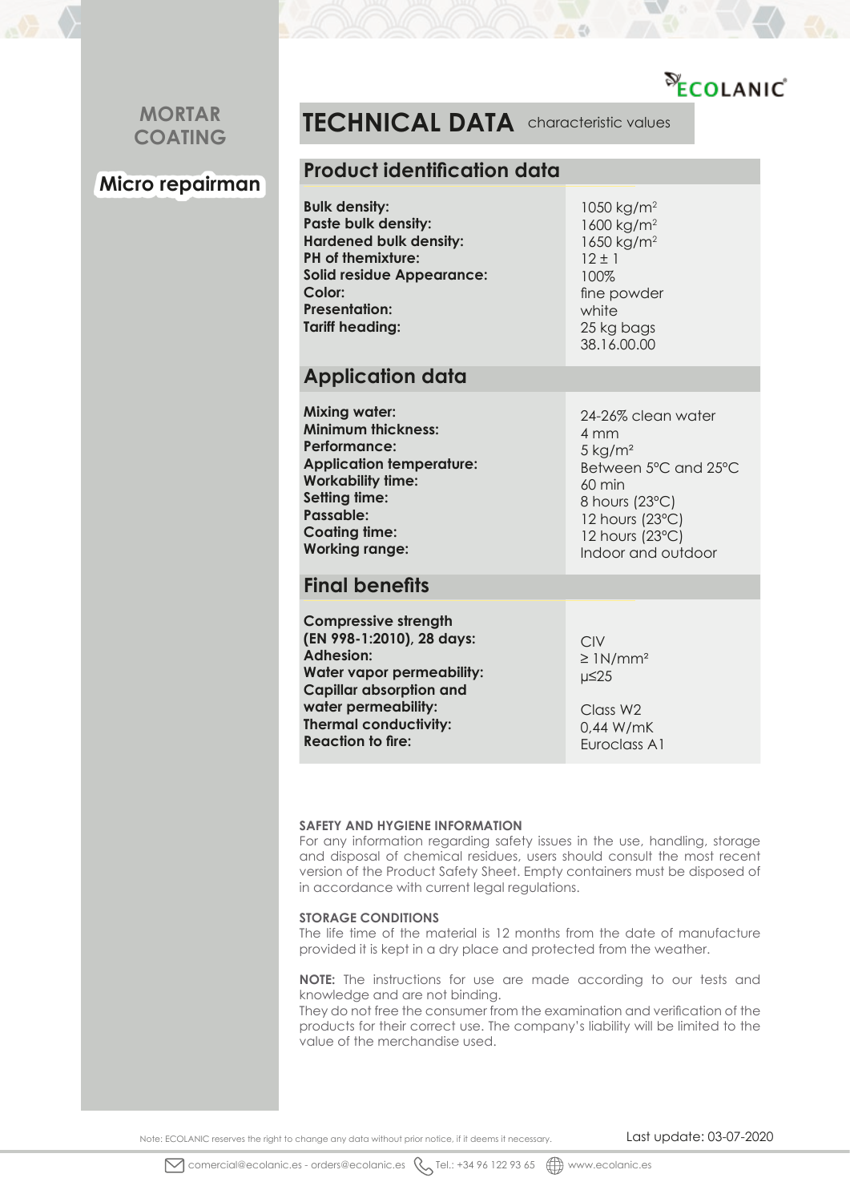ECOLANIC

MORTAR COATING

**Micro repairman**

# TECHNICAL DATA characteristic values

## Product identification data

| | |
|---|---|
| **Bulk density:** | 1050 kg/m² |
| **Paste bulk density:** | 1600 kg/m² |
| **Hardened bulk density:** | 1650 kg/m² |
| **PH of themixture:** | 12 ± 1 |
| **Solid residue Appearance:** | 100% |
| **Color:** | fine powder |
| **Presentation:** | white |
| **Tariff heading:** | 25 kg bags |
| | 38.16.00.00 |

## Application data

| | |
|---|---|
| **Mixing water:** | 24-26% clean water |
| **Minimum thickness:** | 4 mm |
| **Performance:** | 5 kg/m² |
| **Application temperature:** | Between 5°C and 25°C |
| **Workability time:** | 60 min |
| **Setting time:** | 8 hours (23°C) |
| **Passable:** | 12 hours (23°C) |
| **Coating time:** | 12 hours (23°C) |
| **Working range:** | Indoor and outdoor |

## Final benefits

| | |
|---|---|
| **Compressive strength (EN 998-1:2010), 28 days:** | CIV |
| **Adhesion:** | ≥ 1N/mm² |
| **Water vapor permeability:** | μ≤25 |
| **Capillar absorption and water permeability:** | Class W2 |
| **Thermal conductivity:** | 0,44 W/mK |
| **Reaction to fire:** | Euroclass A1 |

**SAFETY AND HYGIENE INFORMATION**
For any information regarding safety issues in the use, handling, storage and disposal of chemical residues, users should consult the most recent version of the Product Safety Sheet. Empty containers must be disposed of in accordance with current legal regulations.

**STORAGE CONDITIONS**
The life time of the material is 12 months from the date of manufacture provided it is kept in a dry place and protected from the weather.

**NOTE:** The instructions for use are made according to our tests and knowledge and are not binding.
They do not free the consumer from the examination and verification of the products for their correct use. The company's liability will be limited to the value of the merchandise used.

Note: ECOLANIC reserves the right to change any data without prior notice, if it deems it necessary.

Last update: 03-07-2020

comercial@ecolanic.es - orders@ecolanic.es Tel.: +34 96 122 93 65 www.ecolanic.es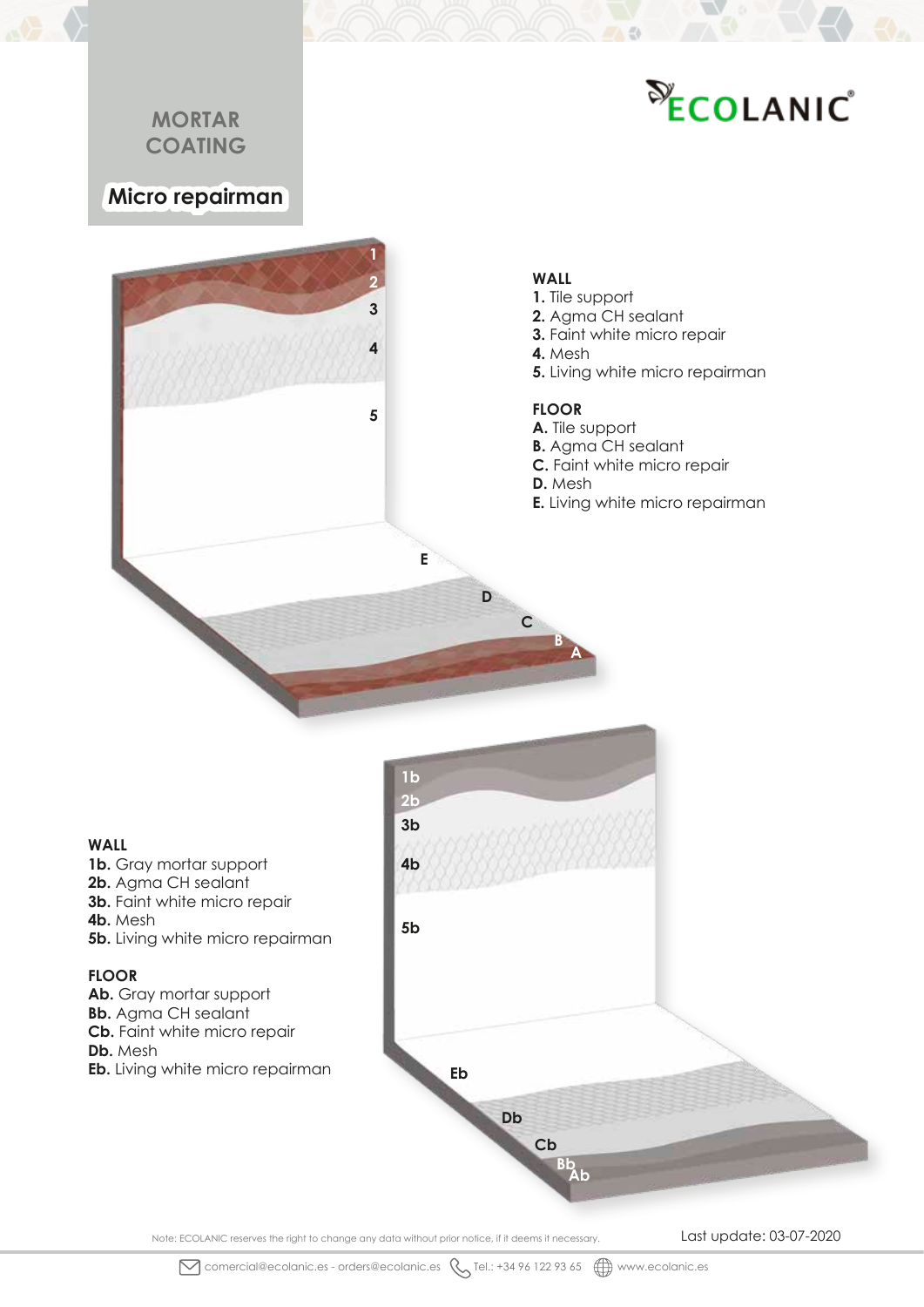# MORTAR COATING

## Micro repairman

**WALL**
**1.** Tile support
**2.** Agma CH sealant
**3.** Faint white micro repair
**4.** Mesh
**5.** Living white micro repairman

**FLOOR**
**A.** Tile support
**B.** Agma CH sealant
**C.** Faint white micro repair
**D.** Mesh
**E.** Living white micro repairman

**WALL**
**1b.** Gray mortar support
**2b.** Agma CH sealant
**3b.** Faint white micro repair
**4b.** Mesh
**5b.** Living white micro repairman

**FLOOR**
**Ab.** Gray mortar support
**Bb.** Agma CH sealant
**Cb.** Faint white micro repair
**Db.** Mesh
**Eb.** Living white micro repairman

Note: ECOLANIC reserves the right to change any data without prior notice, if it deems it necessary.

Last update: 03-07-2020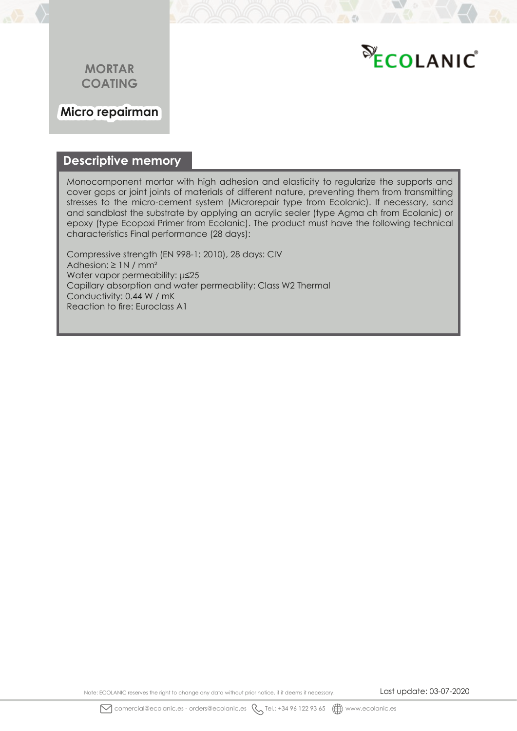# MORTAR COATING

## Micro repairman

### Descriptive memory

Monocomponent mortar with high adhesion and elasticity to regularize the supports and cover gaps or joint joints of materials of different nature, preventing them from transmitting stresses to the micro-cement system (Microrepair type from Ecolanic). If necessary, sand and sandblast the substrate by applying an acrylic sealer (type Agma ch from Ecolanic) or epoxy (type Ecopoxi Primer from Ecolanic). The product must have the following technical characteristics Final performance (28 days):

Compressive strength (EN 998-1: 2010), 28 days: CIV
Adhesion: ≥ 1N / mm²
Water vapor permeability: μ≤25
Capillary absorption and water permeability: Class W2 Thermal
Conductivity: 0.44 W / mK
Reaction to fire: Euroclass A1

Note: ECOLANIC reserves the right to change any data without prior notice, if it deems it necessary.

Last update: 03-07-2020

comercial@ecolanic.es - orders@ecolanic.es Tel.: +34 96 122 93 65 www.ecolanic.es